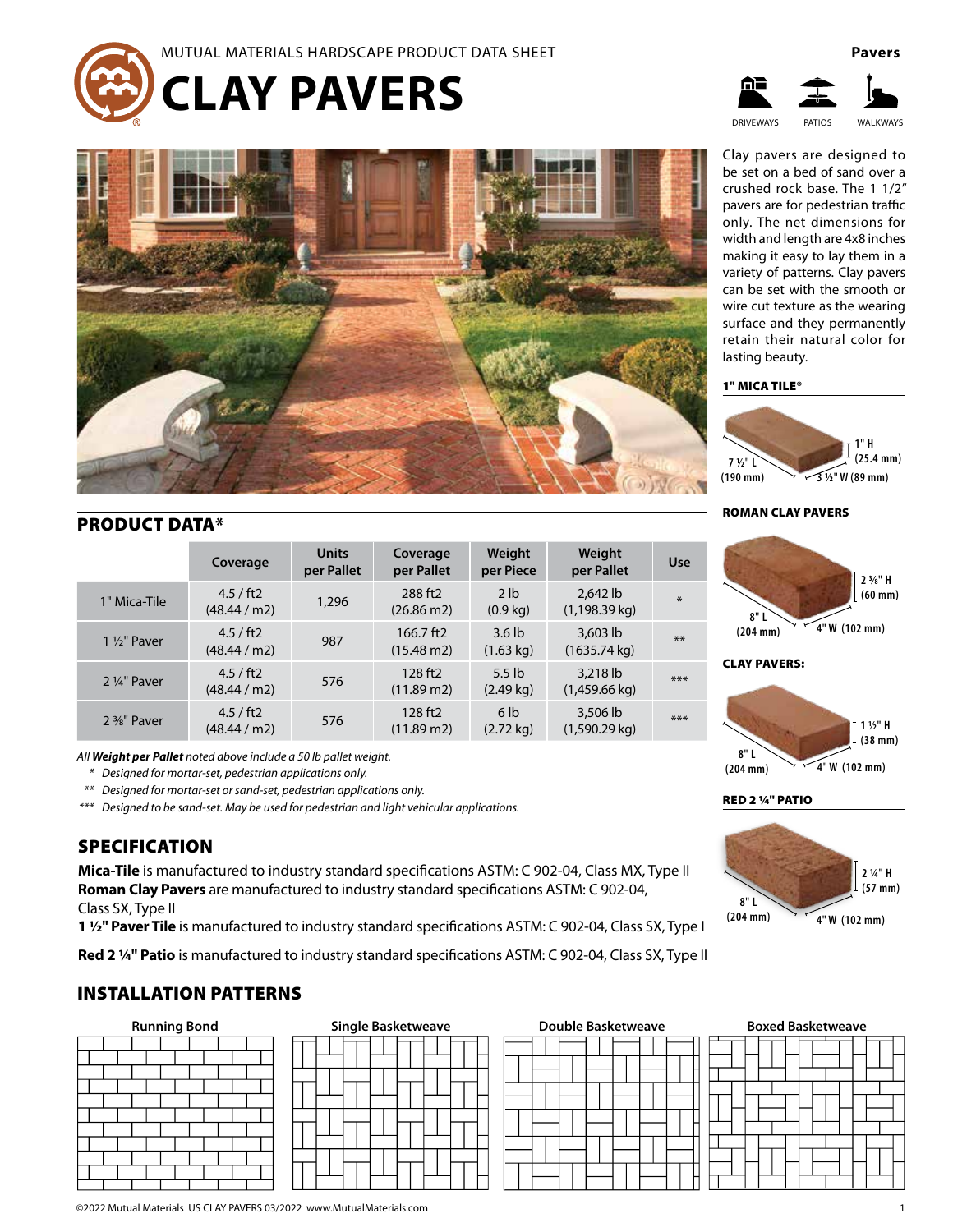MUTUAL MATERIALS HARDSCAPE PRODUCT DATA SHEET

# CLAY PAVERS

Pavers

DRIVEWAYS PATIOS WALKWAYS

Clay pavers are designed to be set on a bed of sand over a crushed rock base. The 1 1/2" pavers are for pedestrian traffic only. The net dimensions for width and length are 4x8 inches making it easy to lay them in a variety of patterns. Clay pavers can be set with the smooth or wire cut texture as the wearing surface and they permanently retain their natural color for lasting beauty.

**1" MICA TILE®**

7 ½" L (190 mm) — 3 ½" W (89 mm) — 1" H (25.4 mm)

**ROMAN CLAY PAVERS**

8" L (204 mm) — 4" W (102 mm) — 2 ⅜" H (60 mm)

**CLAY PAVERS:**

8" L (204 mm) — 4" W (102 mm) — 1 ½" H (38 mm)

**RED 2 ¼" PATIO**

8" L (204 mm) — 4" W (102 mm) — 2 ¼" H (57 mm)

## PRODUCT DATA*

| | Coverage | Units per Pallet | Coverage per Pallet | Weight per Piece | Weight per Pallet | Use |
|---|---|---|---|---|---|---|
| 1" Mica-Tile | 4.5 / ft2 (48.44 / m2) | 1,296 | 288 ft2 (26.86 m2) | 2 lb (0.9 kg) | 2,642 lb (1,198.39 kg) | * |
| 1 ½" Paver | 4.5 / ft2 (48.44 / m2) | 987 | 166.7 ft2 (15.48 m2) | 3.6 lb (1.63 kg) | 3,603 lb (1635.74 kg) | ** |
| 2 ¼" Paver | 4.5 / ft2 (48.44 / m2) | 576 | 128 ft2 (11.89 m2) | 5.5 lb (2.49 kg) | 3,218 lb (1,459.66 kg) | *** |
| 2 ⅜" Paver | 4.5 / ft2 (48.44 / m2) | 576 | 128 ft2 (11.89 m2) | 6 lb (2.72 kg) | 3,506 lb (1,590.29 kg) | *** |

*All **Weight per Pallet** noted above include a 50 lb pallet weight.*

\* *Designed for mortar-set, pedestrian applications only.*

** *Designed for mortar-set or sand-set, pedestrian applications only.*

*** *Designed to be sand-set. May be used for pedestrian and light vehicular applications.*

## SPECIFICATION

**Mica-Tile** is manufactured to industry standard specifications ASTM: C 902-04, Class MX, Type II
**Roman Clay Pavers** are manufactured to industry standard specifications ASTM: C 902-04, Class SX, Type II
**1 ½" Paver Tile** is manufactured to industry standard specifications ASTM: C 902-04, Class SX, Type I

**Red 2 ¼" Patio** is manufactured to industry standard specifications ASTM: C 902-04, Class SX, Type II

## INSTALLATION PATTERNS

Running Bond | Single Basketweave | Double Basketweave | Boxed Basketweave

©2022 Mutual Materials US CLAY PAVERS 03/2022 www.MutualMaterials.com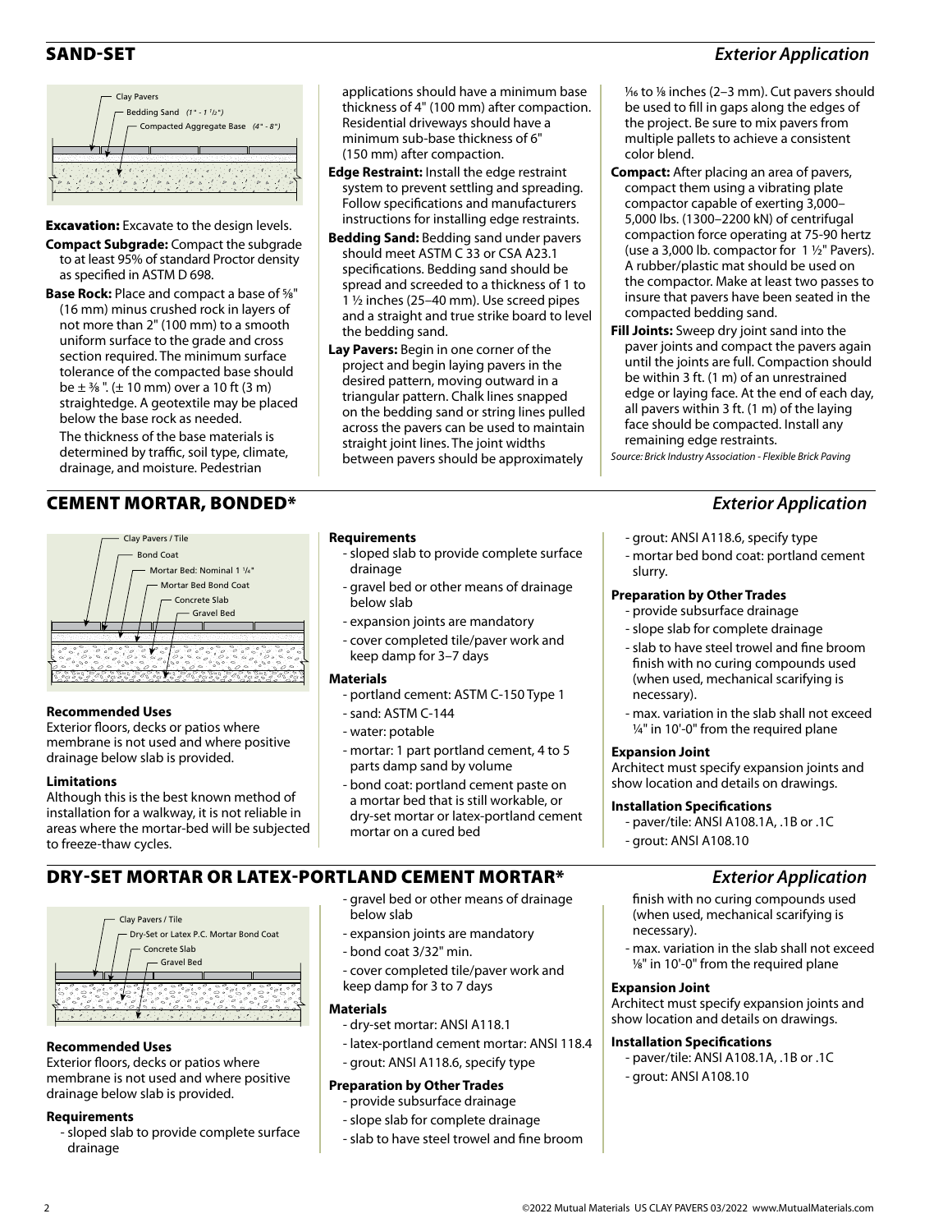## SAND-SET

*Exterior Application*

Clay Pavers
Bedding Sand *(1" - 1 1/2")*
Compacted Aggregate Base *(4" - 8")*

**Excavation:** Excavate to the design levels.

**Compact Subgrade:** Compact the subgrade to at least 95% of standard Proctor density as specified in ASTM D 698.

**Base Rock:** Place and compact a base of ⅝" (16 mm) minus crushed rock in layers of not more than 2" (100 mm) to a smooth uniform surface to the grade and cross section required. The minimum surface tolerance of the compacted base should be ± ⅜ ". (± 10 mm) over a 10 ft (3 m) straightedge. A geotextile may be placed below the base rock as needed.

The thickness of the base materials is determined by traffic, soil type, climate, drainage, and moisture. Pedestrian applications should have a minimum base thickness of 4" (100 mm) after compaction. Residential driveways should have a minimum sub-base thickness of 6" (150 mm) after compaction.

**Edge Restraint:** Install the edge restraint system to prevent settling and spreading. Follow specifications and manufacturers instructions for installing edge restraints.

**Bedding Sand:** Bedding sand under pavers should meet ASTM C 33 or CSA A23.1 specifications. Bedding sand should be spread and screeded to a thickness of 1 to 1 ½ inches (25–40 mm). Use screed pipes and a straight and true strike board to level the bedding sand.

**Lay Pavers:** Begin in one corner of the project and begin laying pavers in the desired pattern, moving outward in a triangular pattern. Chalk lines snapped on the bedding sand or string lines pulled across the pavers can be used to maintain straight joint lines. The joint widths between pavers should be approximately 1⁄16 to ⅛ inches (2–3 mm). Cut pavers should be used to fill in gaps along the edges of the project. Be sure to mix pavers from multiple pallets to achieve a consistent color blend.

**Compact:** After placing an area of pavers, compact them using a vibrating plate compactor capable of exerting 3,000–5,000 lbs. (1300–2200 kN) of centrifugal compaction force operating at 75-90 hertz (use a 3,000 lb. compactor for 1 ½" Pavers). A rubber/plastic mat should be used on the compactor. Make at least two passes to insure that pavers have been seated in the compacted bedding sand.

**Fill Joints:** Sweep dry joint sand into the paver joints and compact the pavers again until the joints are full. Compaction should be within 3 ft. (1 m) of an unrestrained edge or laying face. At the end of each day, all pavers within 3 ft. (1 m) of the laying face should be compacted. Install any remaining edge restraints.

*Source: Brick Industry Association - Flexible Brick Paving*

## CEMENT MORTAR, BONDED*

*Exterior Application*

Clay Pavers / Tile
Bond Coat
Mortar Bed: Nominal 1 1/4"
Mortar Bed Bond Coat
Concrete Slab
Gravel Bed

**Recommended Uses**

Exterior floors, decks or patios where membrane is not used and where positive drainage below slab is provided.

**Limitations**

Although this is the best known method of installation for a walkway, it is not reliable in areas where the mortar-bed will be subjected to freeze-thaw cycles.

**Requirements**

- sloped slab to provide complete surface drainage
- gravel bed or other means of drainage below slab
- expansion joints are mandatory
- cover completed tile/paver work and keep damp for 3–7 days

**Materials**

- portland cement: ASTM C-150 Type 1
- sand: ASTM C-144
- water: potable
- mortar: 1 part portland cement, 4 to 5 parts damp sand by volume
- bond coat: portland cement paste on a mortar bed that is still workable, or dry-set mortar or latex-portland cement mortar on a cured bed
- grout: ANSI A118.6, specify type
- mortar bed bond coat: portland cement slurry.

**Preparation by Other Trades**

- provide subsurface drainage
- slope slab for complete drainage
- slab to have steel trowel and fine broom finish with no curing compounds used (when used, mechanical scarifying is necessary).
- max. variation in the slab shall not exceed ¼" in 10'-0" from the required plane

**Expansion Joint**

Architect must specify expansion joints and show location and details on drawings.

**Installation Specifications**

- paver/tile: ANSI A108.1A, .1B or .1C
- grout: ANSI A108.10

## DRY-SET MORTAR OR LATEX-PORTLAND CEMENT MORTAR*

*Exterior Application*

Clay Pavers / Tile
Dry-Set or Latex P.C. Mortar Bond Coat
Concrete Slab
Gravel Bed

**Recommended Uses**

Exterior floors, decks or patios where membrane is not used and where positive drainage below slab is provided.

**Requirements**

- sloped slab to provide complete surface drainage
- gravel bed or other means of drainage below slab
- expansion joints are mandatory
- bond coat 3/32" min.
- cover completed tile/paver work and keep damp for 3 to 7 days

**Materials**

- dry-set mortar: ANSI A118.1
- latex-portland cement mortar: ANSI 118.4
- grout: ANSI A118.6, specify type

**Preparation by Other Trades**

- provide subsurface drainage
- slope slab for complete drainage
- slab to have steel trowel and fine broom finish with no curing compounds used (when used, mechanical scarifying is necessary).
- max. variation in the slab shall not exceed ⅛" in 10'-0" from the required plane

**Expansion Joint**

Architect must specify expansion joints and show location and details on drawings.

**Installation Specifications**

- paver/tile: ANSI A108.1A, .1B or .1C
- grout: ANSI A108.10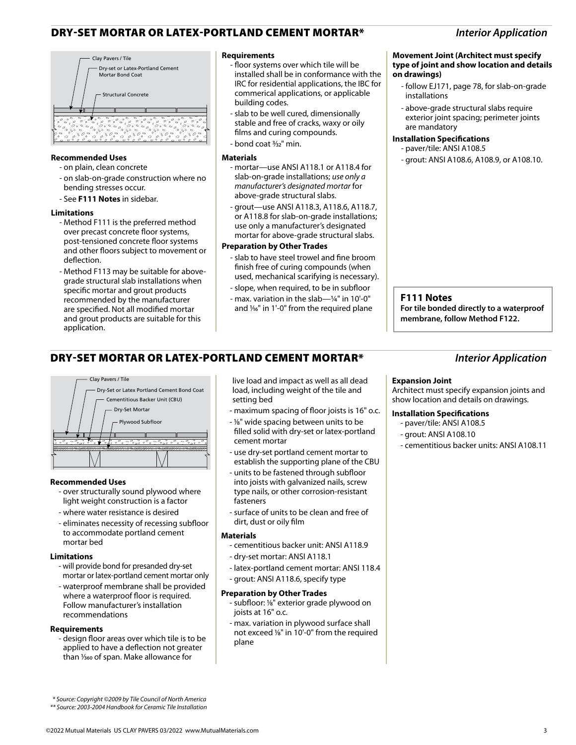## DRY-SET MORTAR OR LATEX-PORTLAND CEMENT MORTAR*

*Interior Application*

Clay Pavers / Tile

Dry-set or Latex-Portland Cement Mortar Bond Coat

Structural Concrete

**Recommended Uses**

- on plain, clean concrete
- on slab-on-grade construction where no bending stresses occur.
- See **F111 Notes** in sidebar.

**Limitations**

- Method F111 is the preferred method over precast concrete floor systems, post-tensioned concrete floor systems and other floors subject to movement or deflection.
- Method F113 may be suitable for above-grade structural slab installations when specific mortar and grout products recommended by the manufacturer are specified. Not all modified mortar and grout products are suitable for this application.

**Requirements**

- floor systems over which tile will be installed shall be in conformance with the IRC for residential applications, the IBC for commerical applications, or applicable building codes.
- slab to be well cured, dimensionally stable and free of cracks, waxy or oily films and curing compounds.
- bond coat 3/32" min.

**Materials**

- mortar—use ANSI A118.1 or A118.4 for slab-on-grade installations; *use only a manufacturer's designated mortar* for above-grade structural slabs.
- grout—use ANSI A118.3, A118.6, A118.7, or A118.8 for slab-on-grade installations; use only a manufacturer's designated mortar for above-grade structural slabs.

**Preparation by Other Trades**

- slab to have steel trowel and fine broom finish free of curing compounds (when used, mechanical scarifying is necessary).
- slope, when required, to be in subfloor
- max. variation in the slab—1/4" in 10'-0" and 1/16" in 1'-0" from the required plane

**Movement Joint (Architect must specify type of joint and show location and details on drawings)**

- follow EJ171, page 78, for slab-on-grade installations
- above-grade structural slabs require exterior joint spacing; perimeter joints are mandatory

**Installation Specifications**

- paver/tile: ANSI A108.5
- grout: ANSI A108.6, A108.9, or A108.10.

**F111 Notes**

**For tile bonded directly to a waterproof membrane, follow Method F122.**

## DRY-SET MORTAR OR LATEX-PORTLAND CEMENT MORTAR*

*Interior Application*

Clay Pavers / Tile

Dry-Set or Latex Portland Cement Bond Coat

Cementitious Backer Unit (CBU)

Dry-Set Mortar

Plywood Subfloor

**Recommended Uses**

- over structurally sound plywood where light weight construction is a factor
- where water resistance is desired
- eliminates necessity of recessing subfloor to accommodate portland cement mortar bed

**Limitations**

- will provide bond for presanded dry-set mortar or latex-portland cement mortar only
- waterproof membrane shall be provided where a waterproof floor is required. Follow manufacturer's installation recommendations

**Requirements**

- design floor areas over which tile is to be applied to have a deflection not greater than 1/360 of span. Make allowance for live load and impact as well as all dead load, including weight of the tile and setting bed
- maximum spacing of floor joists is 16" o.c.
- 1/8" wide spacing between units to be filled solid with dry-set or latex-portland cement mortar
- use dry-set portland cement mortar to establish the supporting plane of the CBU
- units to be fastened through subfloor into joists with galvanized nails, screw type nails, or other corrosion-resistant fasteners
- surface of units to be clean and free of dirt, dust or oily film

**Materials**

- cementitious backer unit: ANSI A118.9
- dry-set mortar: ANSI A118.1
- latex-portland cement mortar: ANSI 118.4
- grout: ANSI A118.6, specify type

**Preparation by Other Trades**

- subfloor: 1/8" exterior grade plywood on joists at 16" o.c.
- max. variation in plywood surface shall not exceed 1/8" in 10'-0" from the required plane

**Expansion Joint**

Architect must specify expansion joints and show location and details on drawings.

**Installation Specifications**

- paver/tile: ANSI A108.5
- grout: ANSI A108.10
- cementitious backer units: ANSI A108.11

*\* Source: Copyright ©2009 by Tile Council of North America*

*\*\* Source: 2003-2004 Handbook for Ceramic Tile Installation*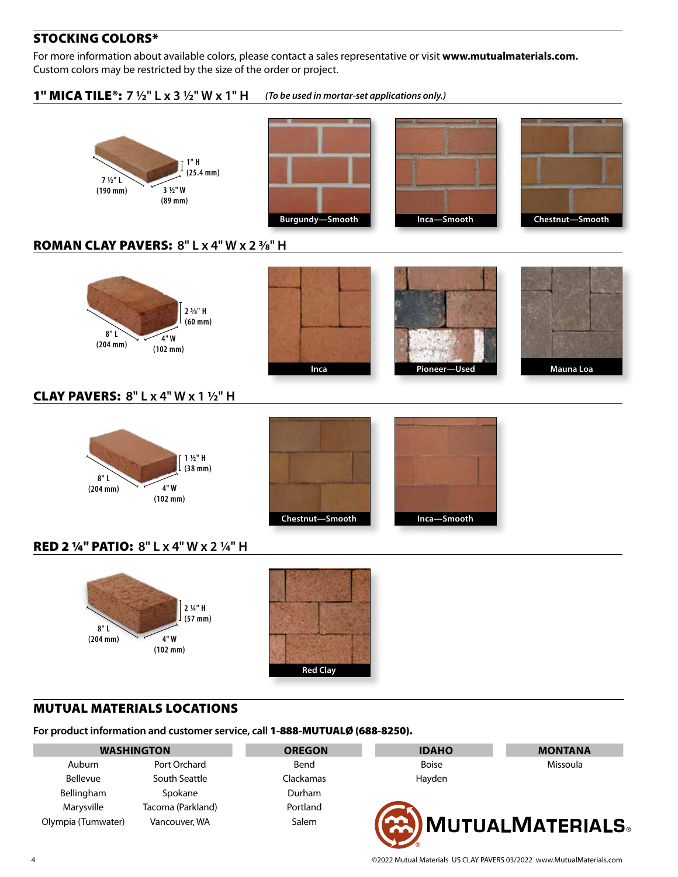## STOCKING COLORS*

For more information about available colors, please contact a sales representative or visit **www.mutualmaterials.com.** Custom colors may be restricted by the size of the order or project.

### 1" MICA TILE®: 7 ½" L x 3 ½" W x 1" H *(To be used in mortar-set applications only.)*

1" H (25.4 mm)
7 ½" L (190 mm)
3 ½" W (89 mm)

Burgundy—Smooth

Inca—Smooth

Chestnut—Smooth

### ROMAN CLAY PAVERS: 8" L x 4" W x 2 ⅜" H

2 ⅜" H (60 mm)
8" L (204 mm)
4" W (102 mm)

Inca

Pioneer—Used

Mauna Loa

### CLAY PAVERS: 8" L x 4" W x 1 ½" H

1 ½" H (38 mm)
8" L (204 mm)
4" W (102 mm)

Chestnut—Smooth

Inca—Smooth

### RED 2 ¼" PATIO: 8" L x 4" W x 2 ¼" H

2 ¼" H (57 mm)
8" L (204 mm)
4" W (102 mm)

Red Clay

## MUTUAL MATERIALS LOCATIONS

**For product information and customer service, call 1-888-MUTUALØ (688-8250).**

| WASHINGTON | | OREGON | IDAHO | MONTANA |
|---|---|---|---|---|
| Auburn | Port Orchard | Bend | Boise | Missoula |
| Bellevue | South Seattle | Clackamas | Hayden | |
| Bellingham | Spokane | Durham | | |
| Marysville | Tacoma (Parkland) | Portland | | |
| Olympia (Tumwater) | Vancouver, WA | Salem | | |

MUTUALMATERIALS®

©2022 Mutual Materials US CLAY PAVERS 03/2022 www.MutualMaterials.com